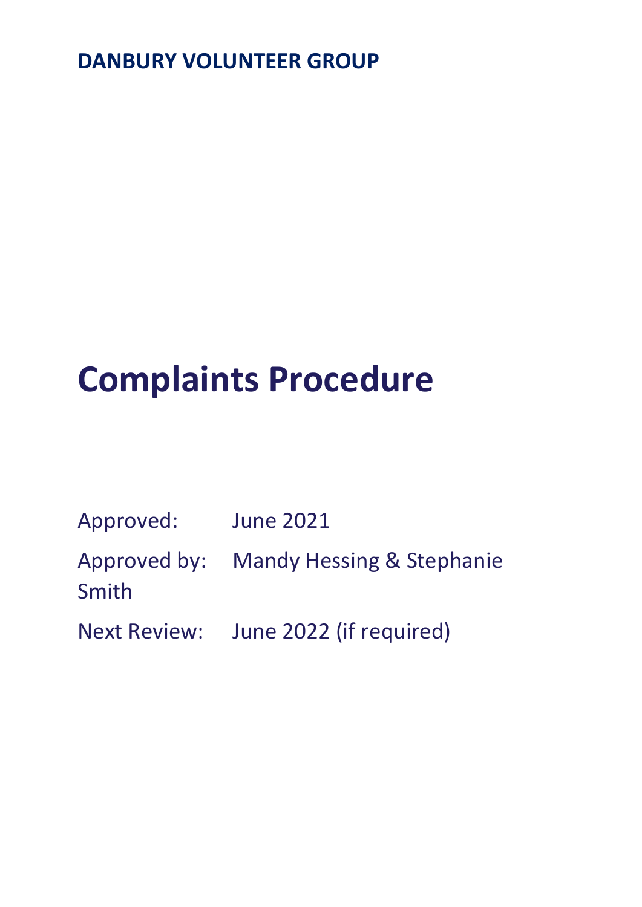**DANBURY VOLUNTEER GROUP**

# Complaints Procedure

Approved: June 2021

Approved by: Mandy Hessing & Stephanie Smith

Next Review: June 2022 (if required)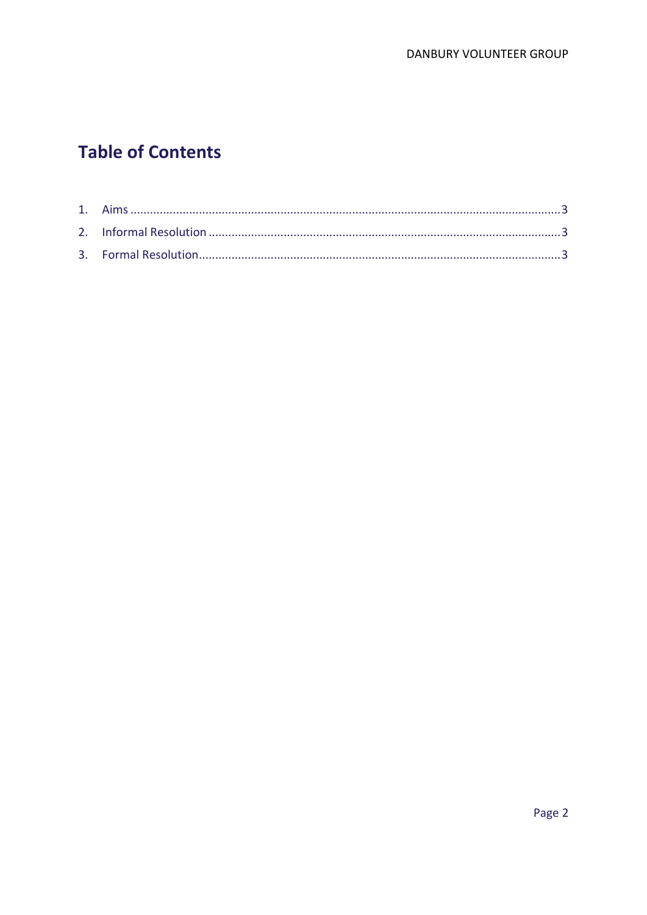# Table of Contents

1. Aims ........................................................................................................................... 3
2. Informal Resolution ................................................................................................. 3
3. Formal Resolution.................................................................................................... 3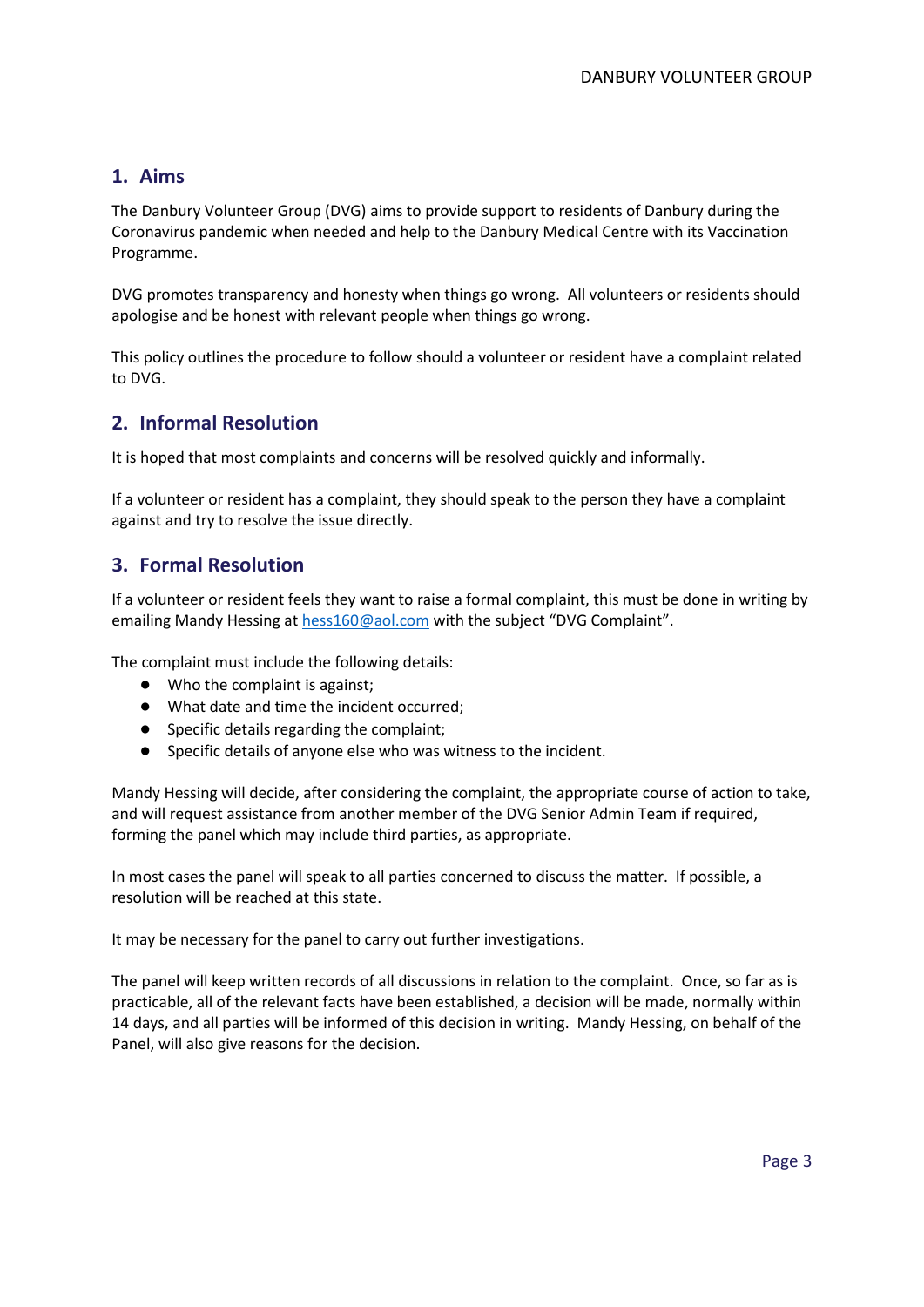## 1. Aims

The Danbury Volunteer Group (DVG) aims to provide support to residents of Danbury during the Coronavirus pandemic when needed and help to the Danbury Medical Centre with its Vaccination Programme.

DVG promotes transparency and honesty when things go wrong. All volunteers or residents should apologise and be honest with relevant people when things go wrong.

This policy outlines the procedure to follow should a volunteer or resident have a complaint related to DVG.

## 2. Informal Resolution

It is hoped that most complaints and concerns will be resolved quickly and informally.

If a volunteer or resident has a complaint, they should speak to the person they have a complaint against and try to resolve the issue directly.

## 3. Formal Resolution

If a volunteer or resident feels they want to raise a formal complaint, this must be done in writing by emailing Mandy Hessing at hess160@aol.com with the subject "DVG Complaint".

The complaint must include the following details:

- Who the complaint is against;
- What date and time the incident occurred;
- Specific details regarding the complaint;
- Specific details of anyone else who was witness to the incident.

Mandy Hessing will decide, after considering the complaint, the appropriate course of action to take, and will request assistance from another member of the DVG Senior Admin Team if required, forming the panel which may include third parties, as appropriate.

In most cases the panel will speak to all parties concerned to discuss the matter. If possible, a resolution will be reached at this state.

It may be necessary for the panel to carry out further investigations.

The panel will keep written records of all discussions in relation to the complaint. Once, so far as is practicable, all of the relevant facts have been established, a decision will be made, normally within 14 days, and all parties will be informed of this decision in writing. Mandy Hessing, on behalf of the Panel, will also give reasons for the decision.